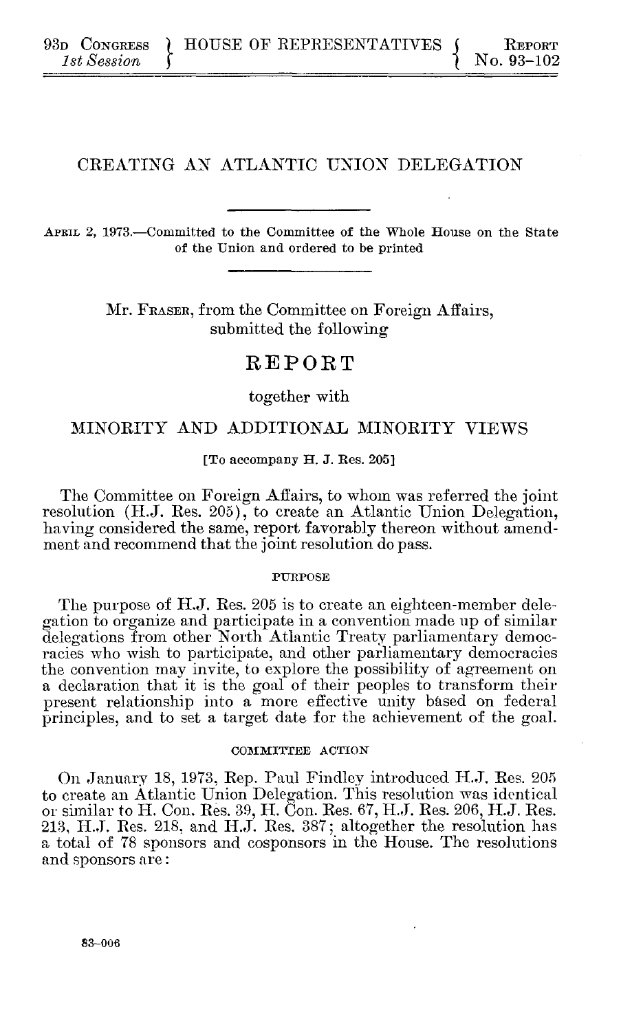93D CONGRESS } HOUSE OF REPRESENTATIVES { REPORT
*1st Session* } { No. 93-102

# CREATING AN ATLANTIC UNION DELEGATION

APRIL 2, 1973.—Committed to the Committee of the Whole House on the State of the Union and ordered to be printed

Mr. FRASER, from the Committee on Foreign Affairs, submitted the following

## REPORT

together with

## MINORITY AND ADDITIONAL MINORITY VIEWS

[To accompany H. J. Res. 205]

The Committee on Foreign Affairs, to whom was referred the joint resolution (H.J. Res. 205), to create an Atlantic Union Delegation, having considered the same, report favorably thereon without amendment and recommend that the joint resolution do pass.

### PURPOSE

The purpose of H.J. Res. 205 is to create an eighteen-member delegation to organize and participate in a convention made up of similar delegations from other North Atlantic Treaty parliamentary democracies who wish to participate, and other parliamentary democracies the convention may invite, to explore the possibility of agreement on a declaration that it is the goal of their peoples to transform their present relationship into a more effective unity based on federal principles, and to set a target date for the achievement of the goal.

### COMMITTEE ACTION

On January 18, 1973, Rep. Paul Findley introduced H.J. Res. 205 to create an Atlantic Union Delegation. This resolution was identical or similar to H. Con. Res. 39, H. Con. Res. 67, H.J. Res. 206, H.J. Res. 213, H.J. Res. 218, and H.J. Res. 387; altogether the resolution has a total of 78 sponsors and cosponsors in the House. The resolutions and sponsors are:

83-006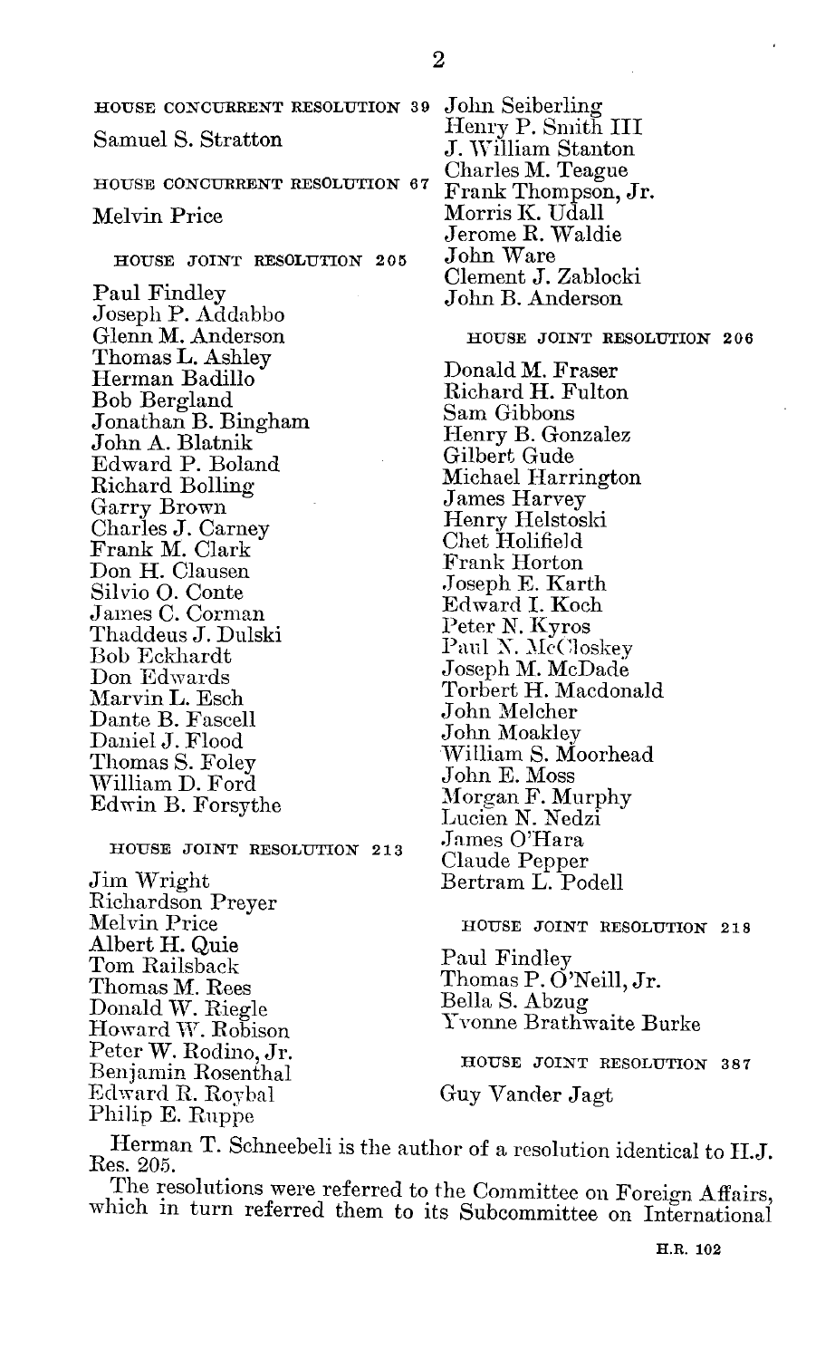HOUSE CONCURRENT RESOLUTION 39

Samuel S. Stratton

HOUSE CONCURRENT RESOLUTION 67

Melvin Price

HOUSE JOINT RESOLUTION 205

Paul Findley
Joseph P. Addabbo
Glenn M. Anderson
Thomas L. Ashley
Herman Badillo
Bob Bergland
Jonathan B. Bingham
John A. Blatnik
Edward P. Boland
Richard Bolling
Garry Brown
Charles J. Carney
Frank M. Clark
Don H. Clausen
Silvio O. Conte
James C. Corman
Thaddeus J. Dulski
Bob Eckhardt
Don Edwards
Marvin L. Esch
Dante B. Fascell
Daniel J. Flood
Thomas S. Foley
William D. Ford
Edwin B. Forsythe

HOUSE JOINT RESOLUTION 213

Jim Wright
Richardson Preyer
Melvin Price
Albert H. Quie
Tom Railsback
Thomas M. Rees
Donald W. Riegle
Howard W. Robison
Peter W. Rodino, Jr.
Benjamin Rosenthal
Edward R. Roybal
Philip E. Ruppe
John Seiberling
Henry P. Smith III
J. William Stanton
Charles M. Teague
Frank Thompson, Jr.
Morris K. Udall
Jerome R. Waldie
John Ware
Clement J. Zablocki
John B. Anderson

HOUSE JOINT RESOLUTION 206

Donald M. Fraser
Richard H. Fulton
Sam Gibbons
Henry B. Gonzalez
Gilbert Gude
Michael Harrington
James Harvey
Henry Helstoski
Chet Holifield
Frank Horton
Joseph E. Karth
Edward I. Koch
Peter N. Kyros
Paul N. McCloskey
Joseph M. McDade
Torbert H. Macdonald
John Melcher
John Moakley
William S. Moorhead
John E. Moss
Morgan F. Murphy
Lucien N. Nedzi
James O'Hara
Claude Pepper
Bertram L. Podell

HOUSE JOINT RESOLUTION 218

Paul Findley
Thomas P. O'Neill, Jr.
Bella S. Abzug
Yvonne Brathwaite Burke

HOUSE JOINT RESOLUTION 387

Guy Vander Jagt

Herman T. Schneebeli is the author of a resolution identical to H.J. Res. 205.

The resolutions were referred to the Committee on Foreign Affairs, which in turn referred them to its Subcommittee on International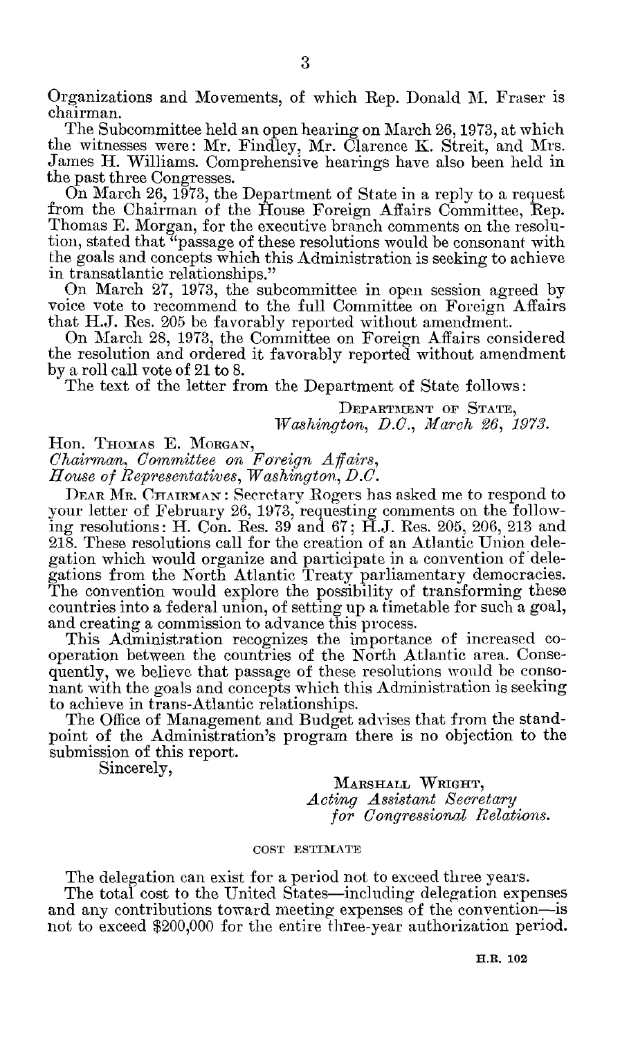Organizations and Movements, of which Rep. Donald M. Fraser is chairman.

The Subcommittee held an open hearing on March 26, 1973, at which the witnesses were: Mr. Findley, Mr. Clarence K. Streit, and Mrs. James H. Williams. Comprehensive hearings have also been held in the past three Congresses.

On March 26, 1973, the Department of State in a reply to a request from the Chairman of the House Foreign Affairs Committee, Rep. Thomas E. Morgan, for the executive branch comments on the resolution, stated that "passage of these resolutions would be consonant with the goals and concepts which this Administration is seeking to achieve in transatlantic relationships."

On March 27, 1973, the subcommittee in open session agreed by voice vote to recommend to the full Committee on Foreign Affairs that H.J. Res. 205 be favorably reported without amendment.

On March 28, 1973, the Committee on Foreign Affairs considered the resolution and ordered it favorably reported without amendment by a roll call vote of 21 to 8.

The text of the letter from the Department of State follows:

DEPARTMENT OF STATE,
*Washington, D.C., March 26, 1973.*

Hon. THOMAS E. MORGAN,
*Chairman, Committee on Foreign Affairs,*
*House of Representatives, Washington, D.C.*

DEAR MR. CHAIRMAN: Secretary Rogers has asked me to respond to your letter of February 26, 1973, requesting comments on the following resolutions: H. Con. Res. 39 and 67; H.J. Res. 205, 206, 213 and 218. These resolutions call for the creation of an Atlantic Union delegation which would organize and participate in a convention of delegations from the North Atlantic Treaty parliamentary democracies. The convention would explore the possibility of transforming these countries into a federal union, of setting up a timetable for such a goal, and creating a commission to advance this process.

This Administration recognizes the importance of increased cooperation between the countries of the North Atlantic area. Consequently, we believe that passage of these resolutions would be consonant with the goals and concepts which this Administration is seeking to achieve in trans-Atlantic relationships.

The Office of Management and Budget advises that from the standpoint of the Administration's program there is no objection to the submission of this report.

Sincerely,

MARSHALL WRIGHT,
*Acting Assistant Secretary*
*for Congressional Relations.*

COST ESTIMATE

The delegation can exist for a period not to exceed three years.

The total cost to the United States—including delegation expenses and any contributions toward meeting expenses of the convention—is not to exceed $200,000 for the entire three-year authorization period.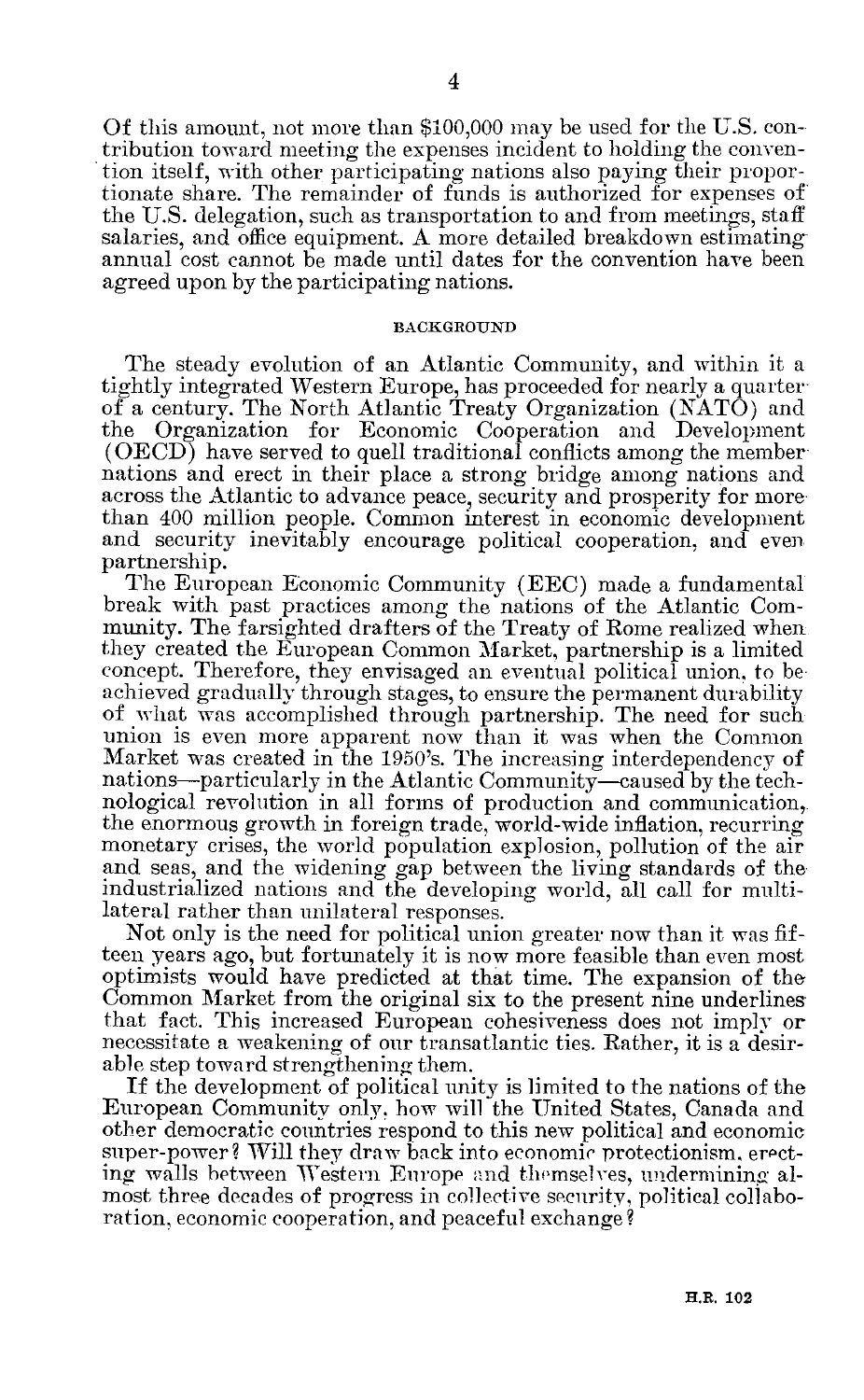Of this amount, not more than $100,000 may be used for the U.S. contribution toward meeting the expenses incident to holding the convention itself, with other participating nations also paying their proportionate share. The remainder of funds is authorized for expenses of the U.S. delegation, such as transportation to and from meetings, staff salaries, and office equipment. A more detailed breakdown estimating annual cost cannot be made until dates for the convention have been agreed upon by the participating nations.

## BACKGROUND

The steady evolution of an Atlantic Community, and within it a tightly integrated Western Europe, has proceeded for nearly a quarter of a century. The North Atlantic Treaty Organization (NATO) and the Organization for Economic Cooperation and Development (OECD) have served to quell traditional conflicts among the member nations and erect in their place a strong bridge among nations and across the Atlantic to advance peace, security and prosperity for more than 400 million people. Common interest in economic development and security inevitably encourage political cooperation, and even partnership.

The European Economic Community (EEC) made a fundamental break with past practices among the nations of the Atlantic Community. The farsighted drafters of the Treaty of Rome realized when they created the European Common Market, partnership is a limited concept. Therefore, they envisaged an eventual political union, to be achieved gradually through stages, to ensure the permanent durability of what was accomplished through partnership. The need for such union is even more apparent now than it was when the Common Market was created in the 1950's. The increasing interdependency of nations—particularly in the Atlantic Community—caused by the technological revolution in all forms of production and communication, the enormous growth in foreign trade, world-wide inflation, recurring monetary crises, the world population explosion, pollution of the air and seas, and the widening gap between the living standards of the industrialized nations and the developing world, all call for multilateral rather than unilateral responses.

Not only is the need for political union greater now than it was fifteen years ago, but fortunately it is now more feasible than even most optimists would have predicted at that time. The expansion of the Common Market from the original six to the present nine underlines that fact. This increased European cohesiveness does not imply or necessitate a weakening of our transatlantic ties. Rather, it is a desirable step toward strengthening them.

If the development of political unity is limited to the nations of the European Community only, how will the United States, Canada and other democratic countries respond to this new political and economic super-power? Will they draw back into economic protectionism, erecting walls between Western Europe and themselves, undermining almost three decades of progress in collective security, political collaboration, economic cooperation, and peaceful exchange?

H.R. 102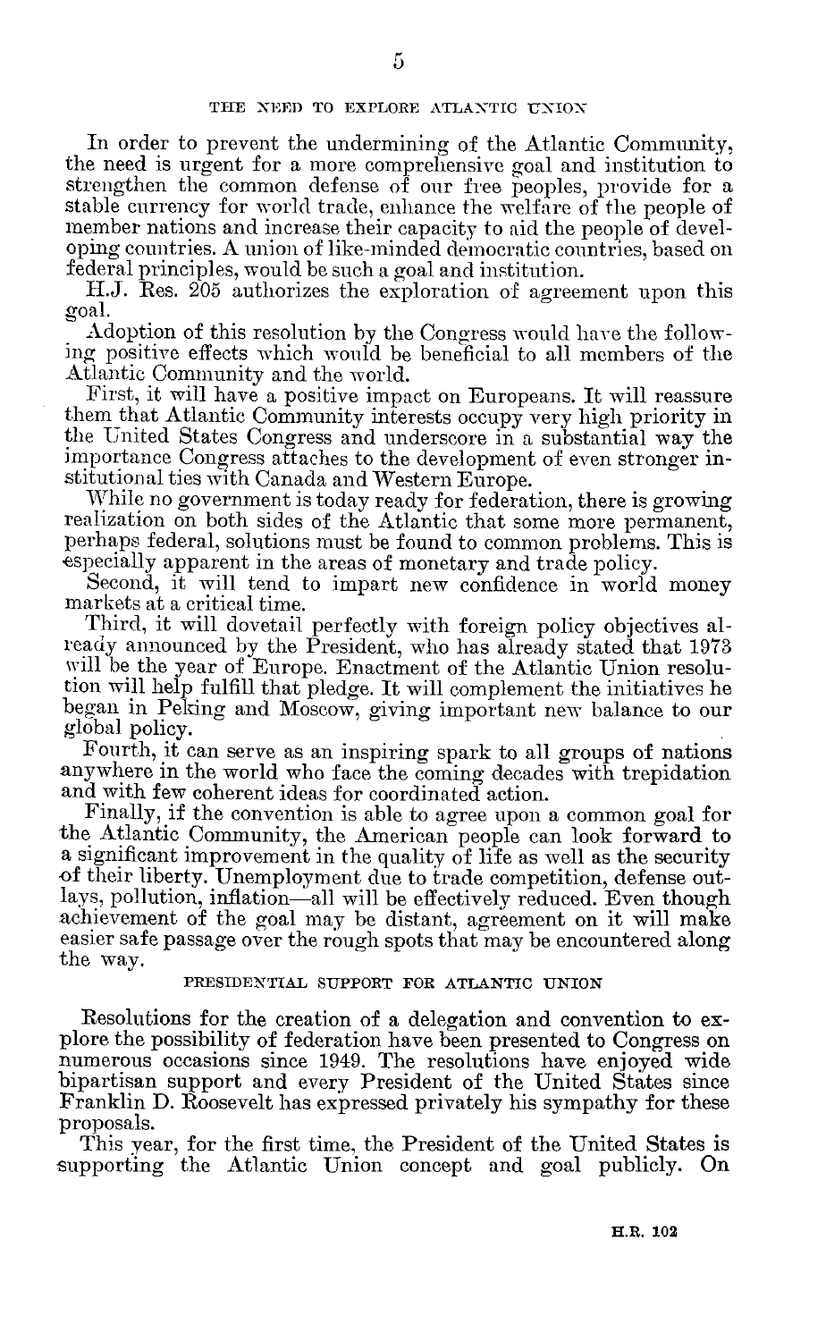## THE NEED TO EXPLORE ATLANTIC UNION

In order to prevent the undermining of the Atlantic Community, the need is urgent for a more comprehensive goal and institution to strengthen the common defense of our free peoples, provide for a stable currency for world trade, enhance the welfare of the people of member nations and increase their capacity to aid the people of developing countries. A union of like-minded democratic countries, based on federal principles, would be such a goal and institution.

H.J. Res. 205 authorizes the exploration of agreement upon this goal.

Adoption of this resolution by the Congress would have the following positive effects which would be beneficial to all members of the Atlantic Community and the world.

First, it will have a positive impact on Europeans. It will reassure them that Atlantic Community interests occupy very high priority in the United States Congress and underscore in a substantial way the importance Congress attaches to the development of even stronger institutional ties with Canada and Western Europe.

While no government is today ready for federation, there is growing realization on both sides of the Atlantic that some more permanent, perhaps federal, solutions must be found to common problems. This is especially apparent in the areas of monetary and trade policy.

Second, it will tend to impart new confidence in world money markets at a critical time.

Third, it will dovetail perfectly with foreign policy objectives already announced by the President, who has already stated that 1973 will be the year of Europe. Enactment of the Atlantic Union resolution will help fulfill that pledge. It will complement the initiatives he began in Peking and Moscow, giving important new balance to our global policy.

Fourth, it can serve as an inspiring spark to all groups of nations anywhere in the world who face the coming decades with trepidation and with few coherent ideas for coordinated action.

Finally, if the convention is able to agree upon a common goal for the Atlantic Community, the American people can look forward to a significant improvement in the quality of life as well as the security of their liberty. Unemployment due to trade competition, defense outlays, pollution, inflation—all will be effectively reduced. Even though achievement of the goal may be distant, agreement on it will make easier safe passage over the rough spots that may be encountered along the way.

## PRESIDENTIAL SUPPORT FOR ATLANTIC UNION

Resolutions for the creation of a delegation and convention to explore the possibility of federation have been presented to Congress on numerous occasions since 1949. The resolutions have enjoyed wide bipartisan support and every President of the United States since Franklin D. Roosevelt has expressed privately his sympathy for these proposals.

This year, for the first time, the President of the United States is supporting the Atlantic Union concept and goal publicly. On

H.R. 102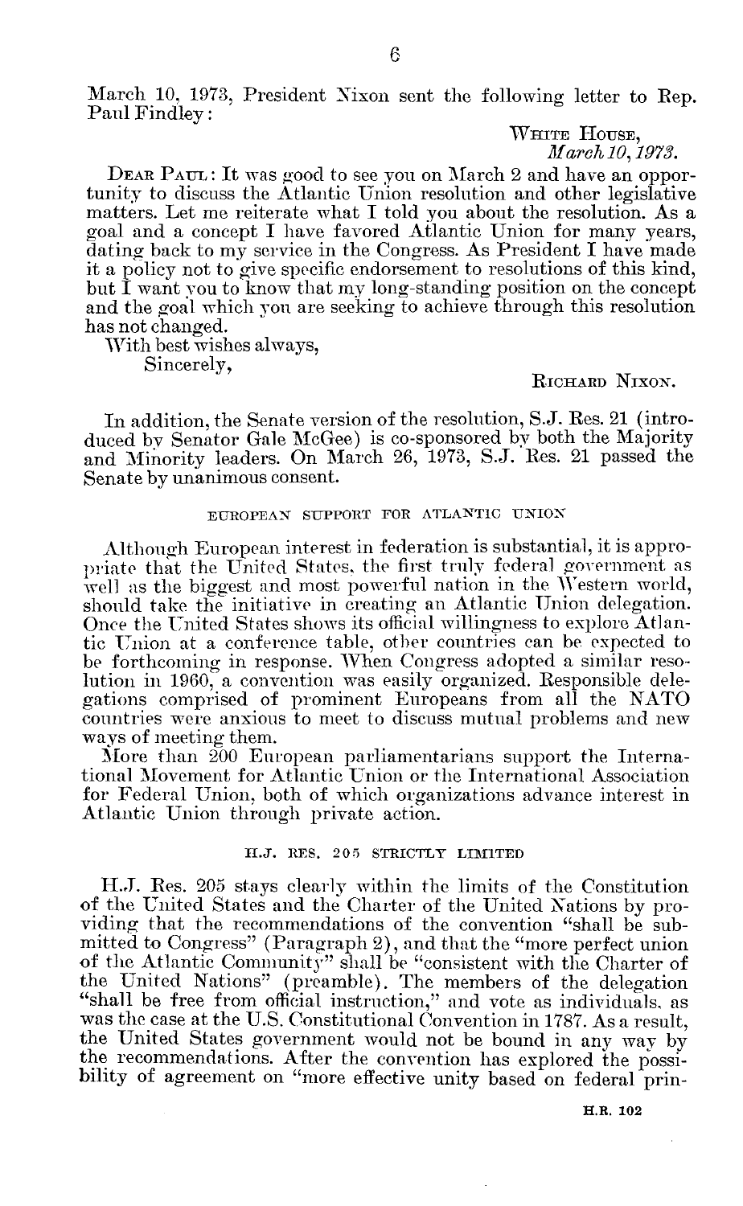March 10, 1973, President Nixon sent the following letter to Rep. Paul Findley:

WHITE HOUSE,
*March 10, 1973.*

DEAR PAUL: It was good to see you on March 2 and have an opportunity to discuss the Atlantic Union resolution and other legislative matters. Let me reiterate what I told you about the resolution. As a goal and a concept I have favored Atlantic Union for many years, dating back to my service in the Congress. As President I have made it a policy not to give specific endorsement to resolutions of this kind, but I want you to know that my long-standing position on the concept and the goal which you are seeking to achieve through this resolution has not changed.

With best wishes always,

Sincerely,

RICHARD NIXON.

In addition, the Senate version of the resolution, S.J. Res. 21 (introduced by Senator Gale McGee) is co-sponsored by both the Majority and Minority leaders. On March 26, 1973, S.J. Res. 21 passed the Senate by unanimous consent.

### EUROPEAN SUPPORT FOR ATLANTIC UNION

Although European interest in federation is substantial, it is appropriate that the United States, the first truly federal government as well as the biggest and most powerful nation in the Western world, should take the initiative in creating an Atlantic Union delegation. Once the United States shows its official willingness to explore Atlantic Union at a conference table, other countries can be expected to be forthcoming in response. When Congress adopted a similar resolution in 1960, a convention was easily organized. Responsible delegations comprised of prominent Europeans from all the NATO countries were anxious to meet to discuss mutual problems and new ways of meeting them.

More than 200 European parliamentarians support the International Movement for Atlantic Union or the International Association for Federal Union, both of which organizations advance interest in Atlantic Union through private action.

### H.J. RES. 205 STRICTLY LIMITED

H.J. Res. 205 stays clearly within the limits of the Constitution of the United States and the Charter of the United Nations by providing that the recommendations of the convention "shall be submitted to Congress" (Paragraph 2), and that the "more perfect union of the Atlantic Community" shall be "consistent with the Charter of the United Nations" (preamble). The members of the delegation "shall be free from official instruction," and vote as individuals, as was the case at the U.S. Constitutional Convention in 1787. As a result, the United States government would not be bound in any way by the recommendations. After the convention has explored the possibility of agreement on "more effective unity based on federal prin-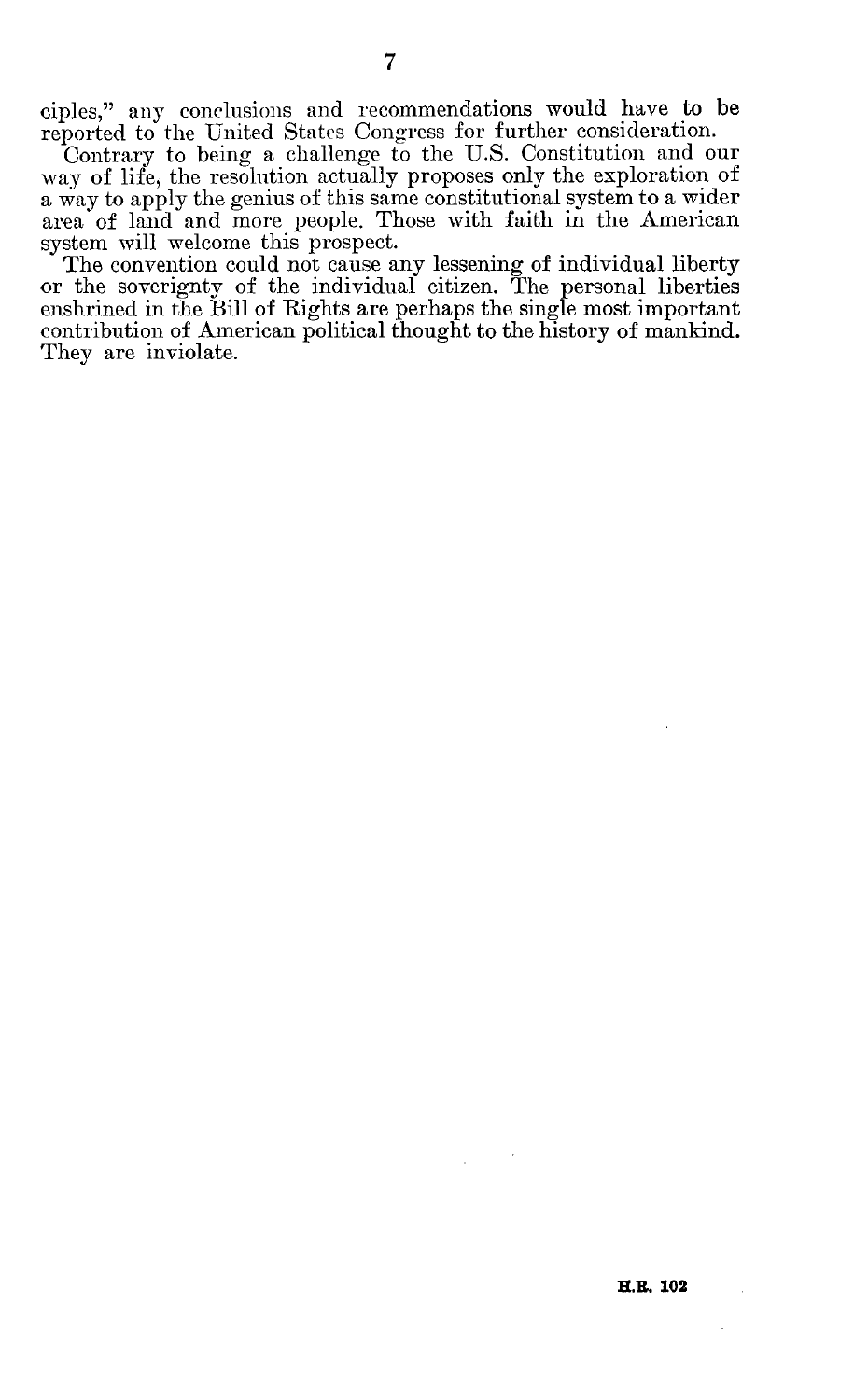ciples," any conclusions and recommendations would have to be reported to the United States Congress for further consideration.

Contrary to being a challenge to the U.S. Constitution and our way of life, the resolution actually proposes only the exploration of a way to apply the genius of this same constitutional system to a wider area of land and more people. Those with faith in the American system will welcome this prospect.

The convention could not cause any lessening of individual liberty or the soverignty of the individual citizen. The personal liberties enshrined in the Bill of Rights are perhaps the single most important contribution of American political thought to the history of mankind. They are inviolate.

H.R. 102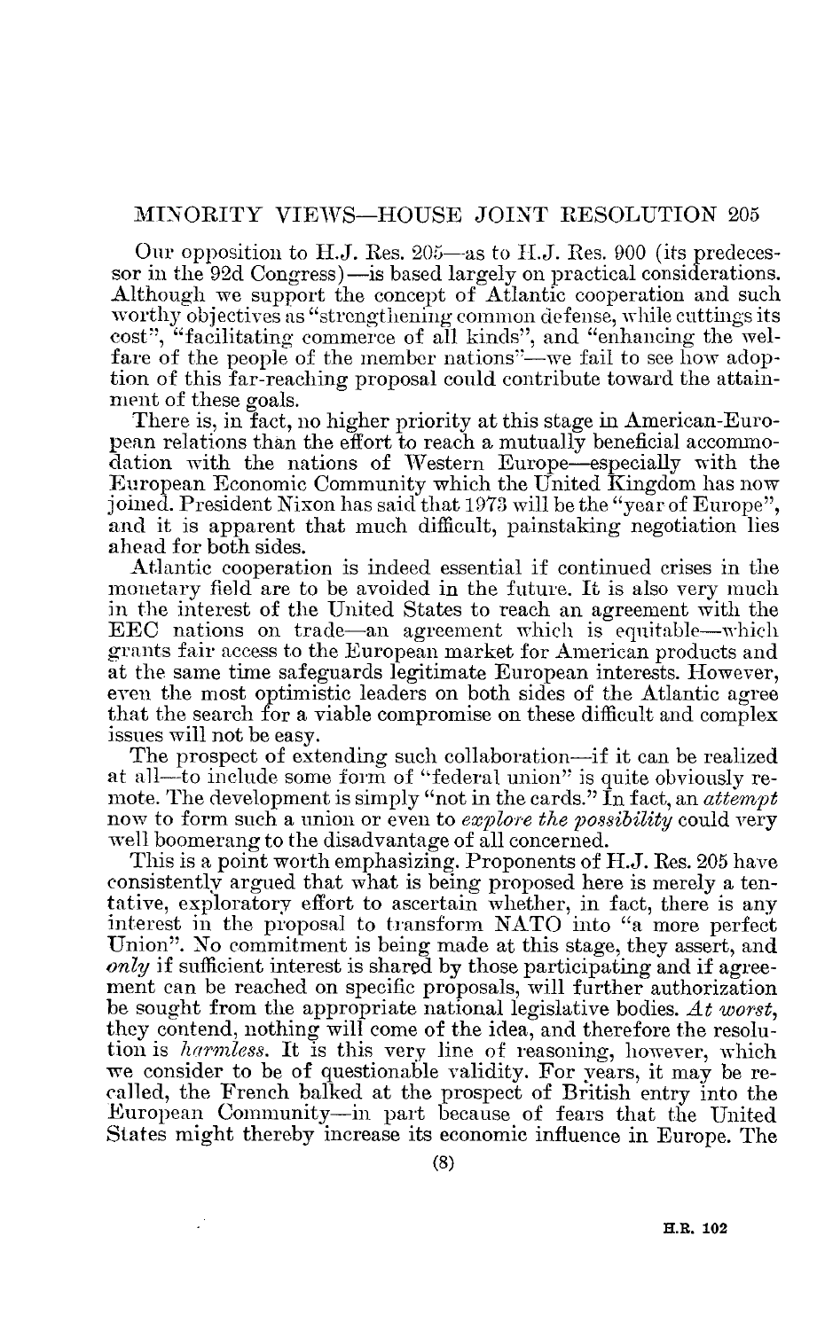## MINORITY VIEWS—HOUSE JOINT RESOLUTION 205

Our opposition to H.J. Res. 205—as to H.J. Res. 900 (its predecessor in the 92d Congress)—is based largely on practical considerations. Although we support the concept of Atlantic cooperation and such worthy objectives as "strengthening common defense, while cuttings its cost", "facilitating commerce of all kinds", and "enhancing the welfare of the people of the member nations"—we fail to see how adoption of this far-reaching proposal could contribute toward the attainment of these goals.

There is, in fact, no higher priority at this stage in American-European relations than the effort to reach a mutually beneficial accommodation with the nations of Western Europe—especially with the European Economic Community which the United Kingdom has now joined. President Nixon has said that 1973 will be the "year of Europe", and it is apparent that much difficult, painstaking negotiation lies ahead for both sides.

Atlantic cooperation is indeed essential if continued crises in the monetary field are to be avoided in the future. It is also very much in the interest of the United States to reach an agreement with the EEC nations on trade—an agreement which is equitable—which grants fair access to the European market for American products and at the same time safeguards legitimate European interests. However, even the most optimistic leaders on both sides of the Atlantic agree that the search for a viable compromise on these difficult and complex issues will not be easy.

The prospect of extending such collaboration—if it can be realized at all—to include some form of "federal union" is quite obviously remote. The development is simply "not in the cards." In fact, an *attempt* now to form such a union or even to *explore the possibility* could very well boomerang to the disadvantage of all concerned.

This is a point worth emphasizing. Proponents of H.J. Res. 205 have consistently argued that what is being proposed here is merely a tentative, exploratory effort to ascertain whether, in fact, there is any interest in the proposal to transform NATO into "a more perfect Union". No commitment is being made at this stage, they assert, and *only* if sufficient interest is shared by those participating and if agreement can be reached on specific proposals, will further authorization be sought from the appropriate national legislative bodies. *At worst*, they contend, nothing will come of the idea, and therefore the resolution is *harmless*. It is this very line of reasoning, however, which we consider to be of questionable validity. For years, it may be recalled, the French balked at the prospect of British entry into the European Community—in part because of fears that the United States might thereby increase its economic influence in Europe. The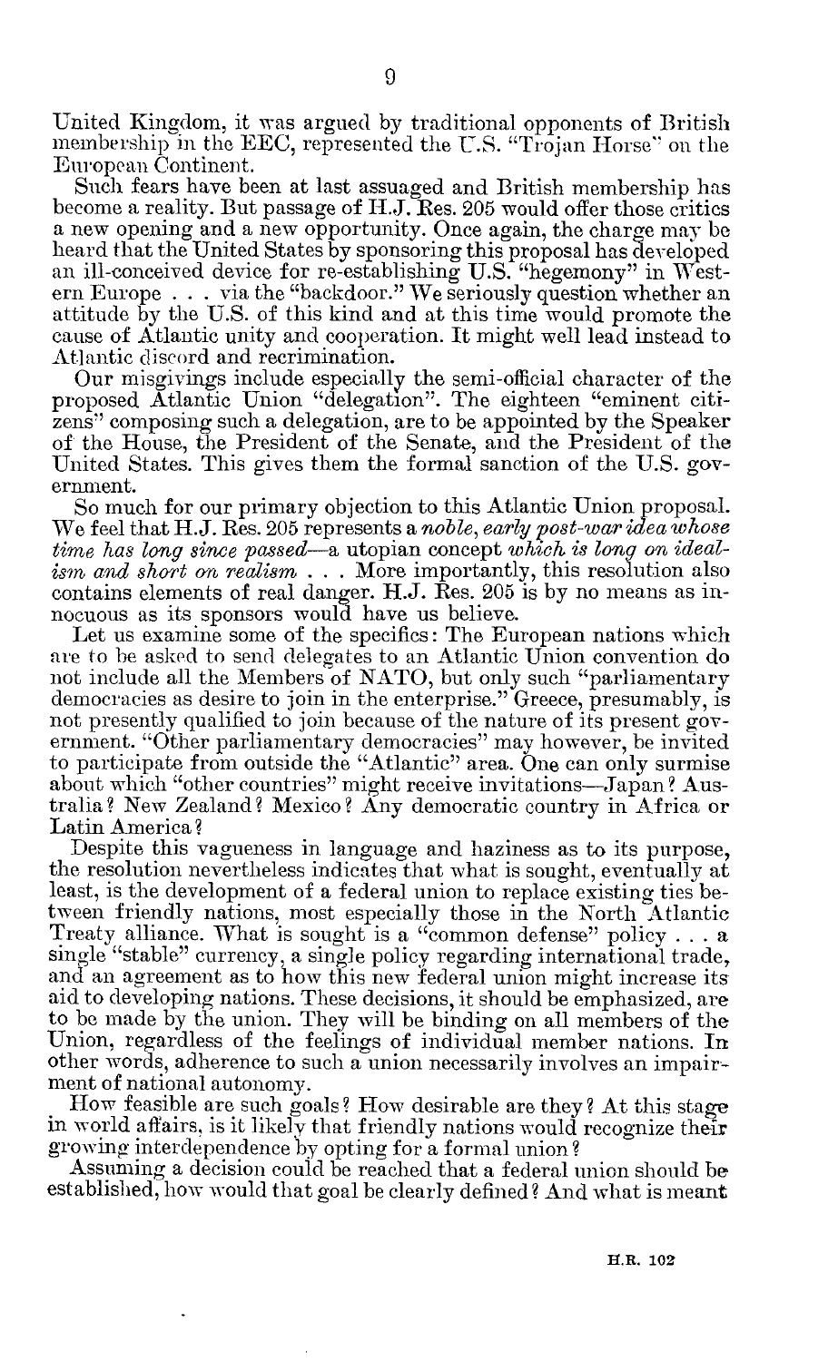United Kingdom, it was argued by traditional opponents of British membership in the EEC, represented the U.S. "Trojan Horse" on the European Continent.

Such fears have been at last assuaged and British membership has become a reality. But passage of H.J. Res. 205 would offer those critics a new opening and a new opportunity. Once again, the charge may be heard that the United States by sponsoring this proposal has developed an ill-conceived device for re-establishing U.S. "hegemony" in Western Europe . . . via the "backdoor." We seriously question whether an attitude by the U.S. of this kind and at this time would promote the cause of Atlantic unity and cooperation. It might well lead instead to Atlantic discord and recrimination.

Our misgivings include especially the semi-official character of the proposed Atlantic Union "delegation". The eighteen "eminent citizens" composing such a delegation, are to be appointed by the Speaker of the House, the President of the Senate, and the President of the United States. This gives them the formal sanction of the U.S. government.

So much for our primary objection to this Atlantic Union proposal. We feel that H.J. Res. 205 represents a *noble, early post-war idea whose time has long since passed*—a utopian concept *which is long on idealism and short on realism* . . . More importantly, this resolution also contains elements of real danger. H.J. Res. 205 is by no means as innocuous as its sponsors would have us believe.

Let us examine some of the specifics: The European nations which are to be asked to send delegates to an Atlantic Union convention do not include all the Members of NATO, but only such "parliamentary democracies as desire to join in the enterprise." Greece, presumably, is not presently qualified to join because of the nature of its present government. "Other parliamentary democracies" may however, be invited to participate from outside the "Atlantic" area. One can only surmise about which "other countries" might receive invitations—Japan? Australia? New Zealand? Mexico? Any democratic country in Africa or Latin America?

Despite this vagueness in language and haziness as to its purpose, the resolution nevertheless indicates that what is sought, eventually at least, is the development of a federal union to replace existing ties between friendly nations, most especially those in the North Atlantic Treaty alliance. What is sought is a "common defense" policy . . . a single "stable" currency, a single policy regarding international trade, and an agreement as to how this new federal union might increase its aid to developing nations. These decisions, it should be emphasized, are to be made by the union. They will be binding on all members of the Union, regardless of the feelings of individual member nations. In other words, adherence to such a union necessarily involves an impairment of national autonomy.

How feasible are such goals? How desirable are they? At this stage in world affairs, is it likely that friendly nations would recognize their growing interdependence by opting for a formal union?

Assuming a decision could be reached that a federal union should be established, how would that goal be clearly defined? And what is meant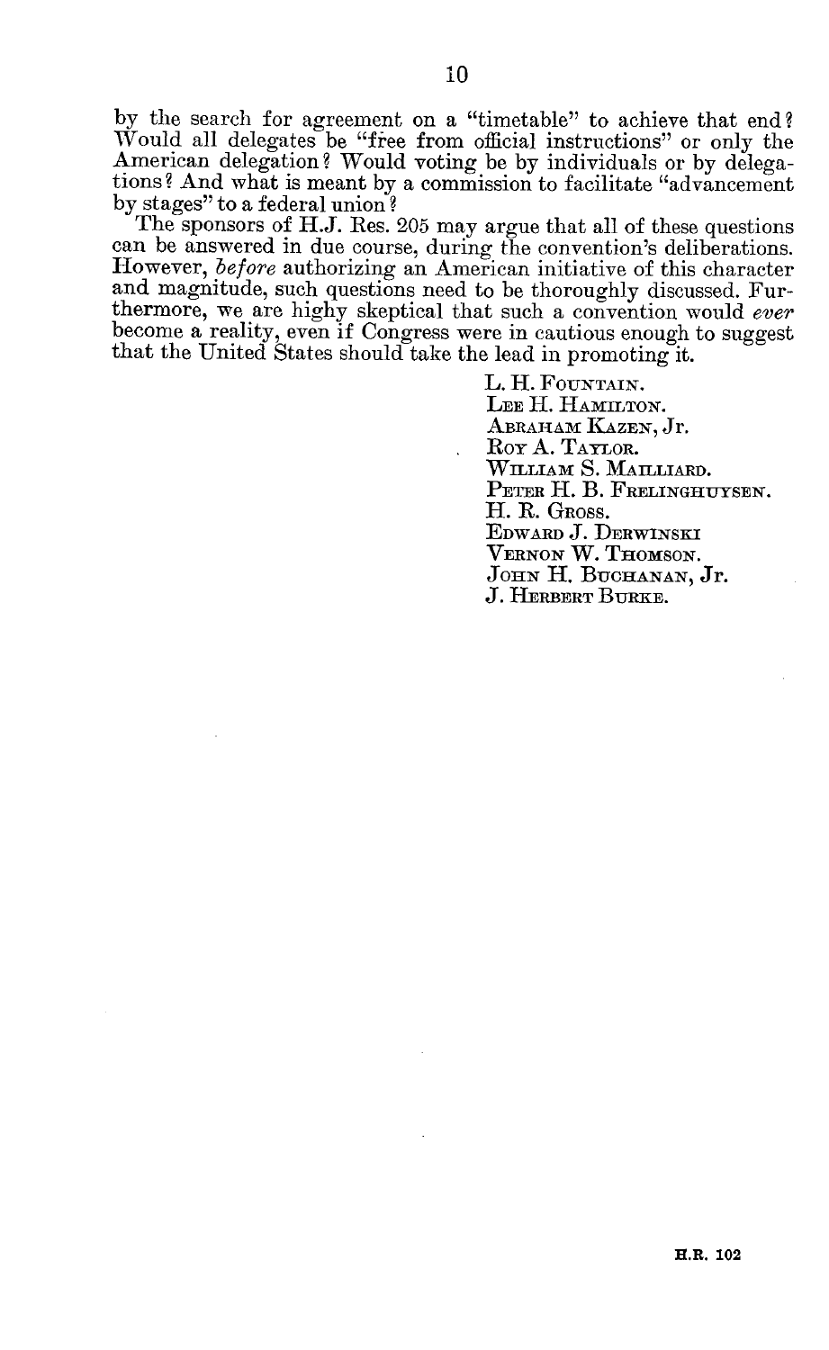by the search for agreement on a "timetable" to achieve that end? Would all delegates be "free from official instructions" or only the American delegation? Would voting be by individuals or by delegations? And what is meant by a commission to facilitate "advancement by stages" to a federal union?

The sponsors of H.J. Res. 205 may argue that all of these questions can be answered in due course, during the convention's deliberations. However, *before* authorizing an American initiative of this character and magnitude, such questions need to be thoroughly discussed. Furthermore, we are highy skeptical that such a convention would *ever* become a reality, even if Congress were in cautious enough to suggest that the United States should take the lead in promoting it.

L. H. Fountain.
Lee H. Hamilton.
Abraham Kazen, Jr.
Roy A. Taylor.
William S. Mailliard.
Peter H. B. Frelinghuysen.
H. R. Gross.
Edward J. Derwinski
Vernon W. Thomson.
John H. Buchanan, Jr.
J. Herbert Burke.

H.R. 102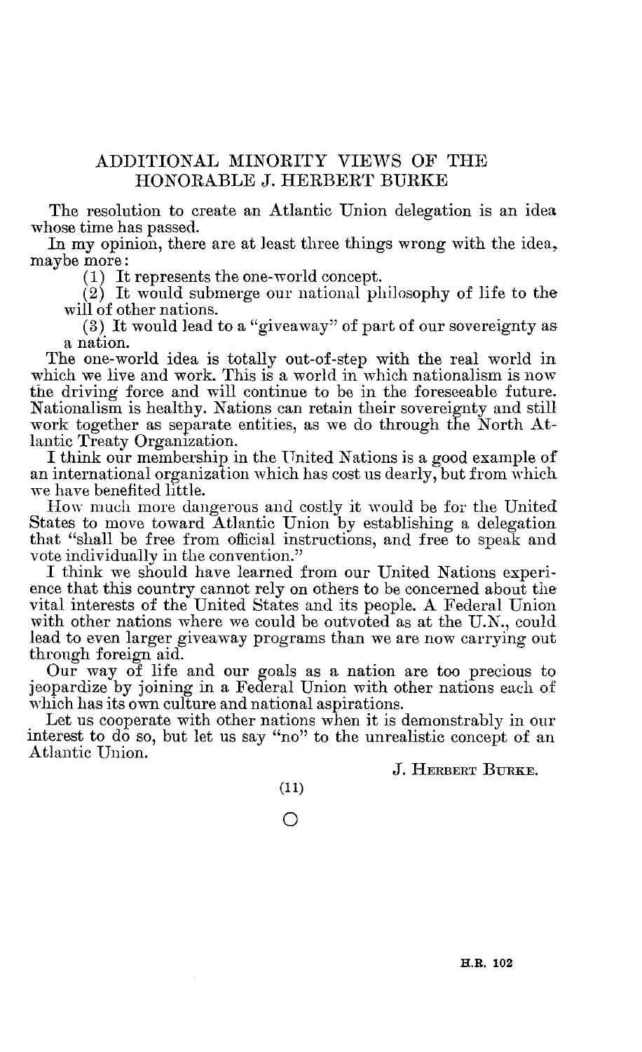## ADDITIONAL MINORITY VIEWS OF THE HONORABLE J. HERBERT BURKE

The resolution to create an Atlantic Union delegation is an idea whose time has passed.

In my opinion, there are at least three things wrong with the idea, maybe more:

(1) It represents the one-world concept.

(2) It would submerge our national philosophy of life to the will of other nations.

(3) It would lead to a "giveaway" of part of our sovereignty as a nation.

The one-world idea is totally out-of-step with the real world in which we live and work. This is a world in which nationalism is now the driving force and will continue to be in the foreseeable future. Nationalism is healthy. Nations can retain their sovereignty and still work together as separate entities, as we do through the North Atlantic Treaty Organization.

I think our membership in the United Nations is a good example of an international organization which has cost us dearly, but from which we have benefited little.

How much more dangerous and costly it would be for the United States to move toward Atlantic Union by establishing a delegation that "shall be free from official instructions, and free to speak and vote individually in the convention."

I think we should have learned from our United Nations experience that this country cannot rely on others to be concerned about the vital interests of the United States and its people. A Federal Union with other nations where we could be outvoted as at the U.N., could lead to even larger giveaway programs than we are now carrying out through foreign aid.

Our way of life and our goals as a nation are too precious to jeopardize by joining in a Federal Union with other nations each of which has its own culture and national aspirations.

Let us cooperate with other nations when it is demonstrably in our interest to do so, but let us say "no" to the unrealistic concept of an Atlantic Union.

J. HERBERT BURKE.

O

H.R. 102